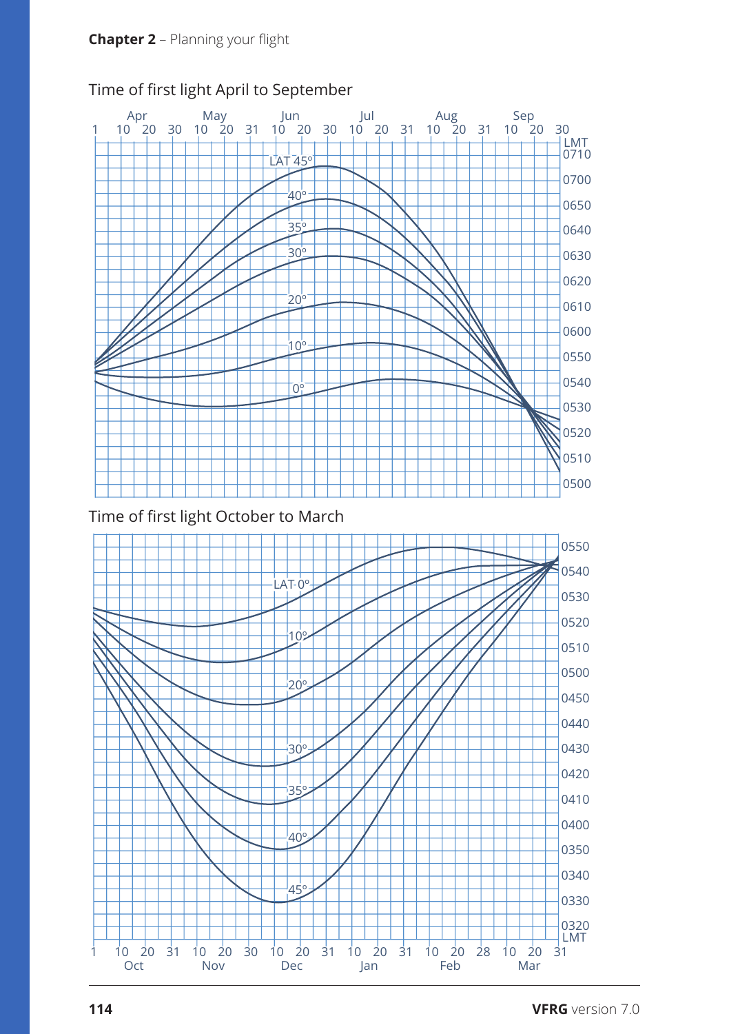## Time of first light April to September

## Time of first light October to March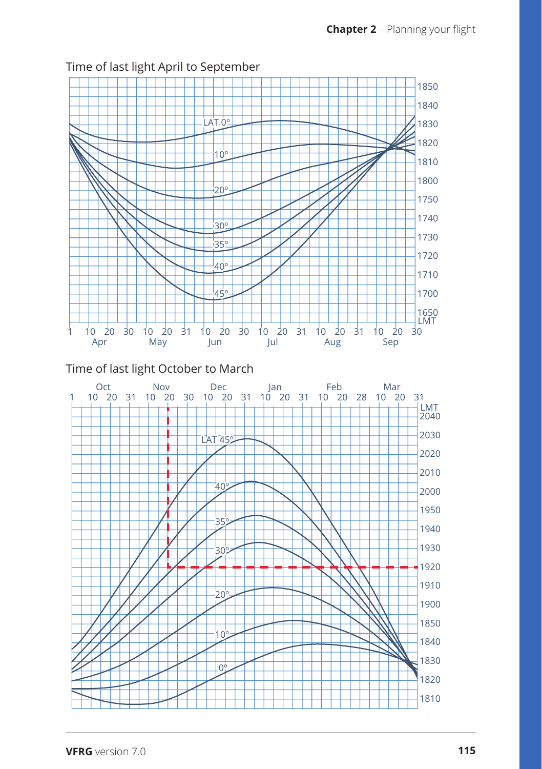Time of last light April to September

LAT 0°
10°
20°
30°
35°
40°
45°

1850
1840
1830
1820
1810
1800
1750
1740
1730
1720
1710
1700
1650
LMT

1 10 20 30 10 20 31 10 20 30 10 20 31 10 20 31 10 20 30
Apr May Jun Jul Aug Sep

Time of last light October to March

Oct Nov Dec Jan Feb Mar
1 10 20 31 10 20 30 10 20 31 10 20 31 10 20 28 10 20 31

LAT 45°
40°
35°
30°
20°
10°
0°

LMT
2040
2030
2020
2010
2000
1950
1940
1930
1920
1910
1900
1850
1840
1830
1820
1810